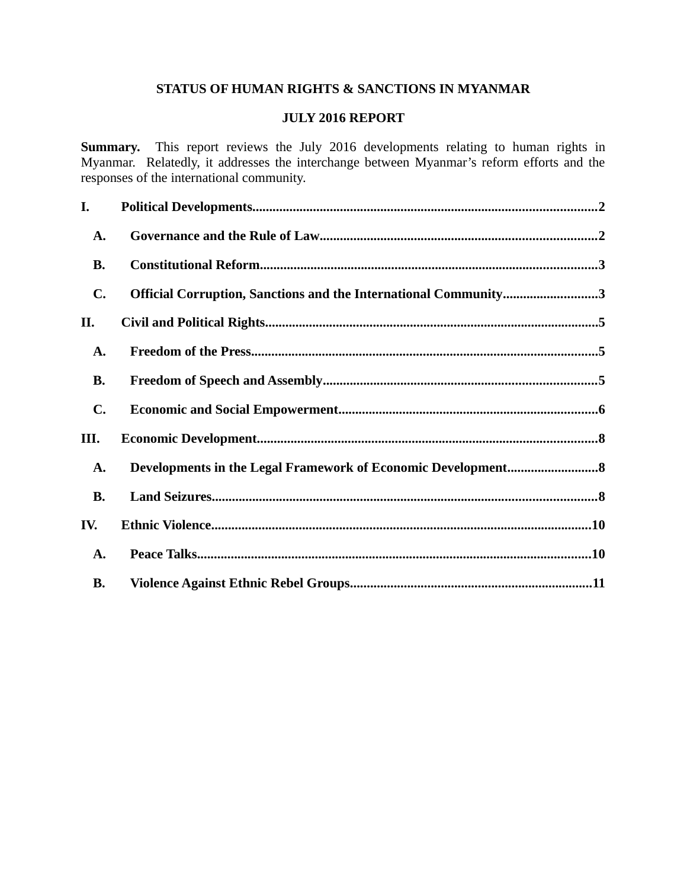**STATUS OF HUMAN RIGHTS & SANCTIONS IN MYANMAR**

**JULY 2016 REPORT**

**Summary.** This report reviews the July 2016 developments relating to human rights in Myanmar. Relatedly, it addresses the interchange between Myanmar's reform efforts and the responses of the international community.

**I. Political Developments....................................................................................................2**

- **A. Governance and the Rule of Law..................................................................................2**
- **B. Constitutional Reform...................................................................................................3**
- **C. Official Corruption, Sanctions and the International Community............................3**

**II. Civil and Political Rights..................................................................................................5**

- **A. Freedom of the Press......................................................................................................5**
- **B. Freedom of Speech and Assembly.................................................................................5**
- **C. Economic and Social Empowerment............................................................................6**

**III. Economic Development....................................................................................................8**

- **A. Developments in the Legal Framework of Economic Development...........................8**
- **B. Land Seizures.................................................................................................................8**

**IV. Ethnic Violence................................................................................................................10**

- **A. Peace Talks....................................................................................................................10**
- **B. Violence Against Ethnic Rebel Groups.......................................................................11**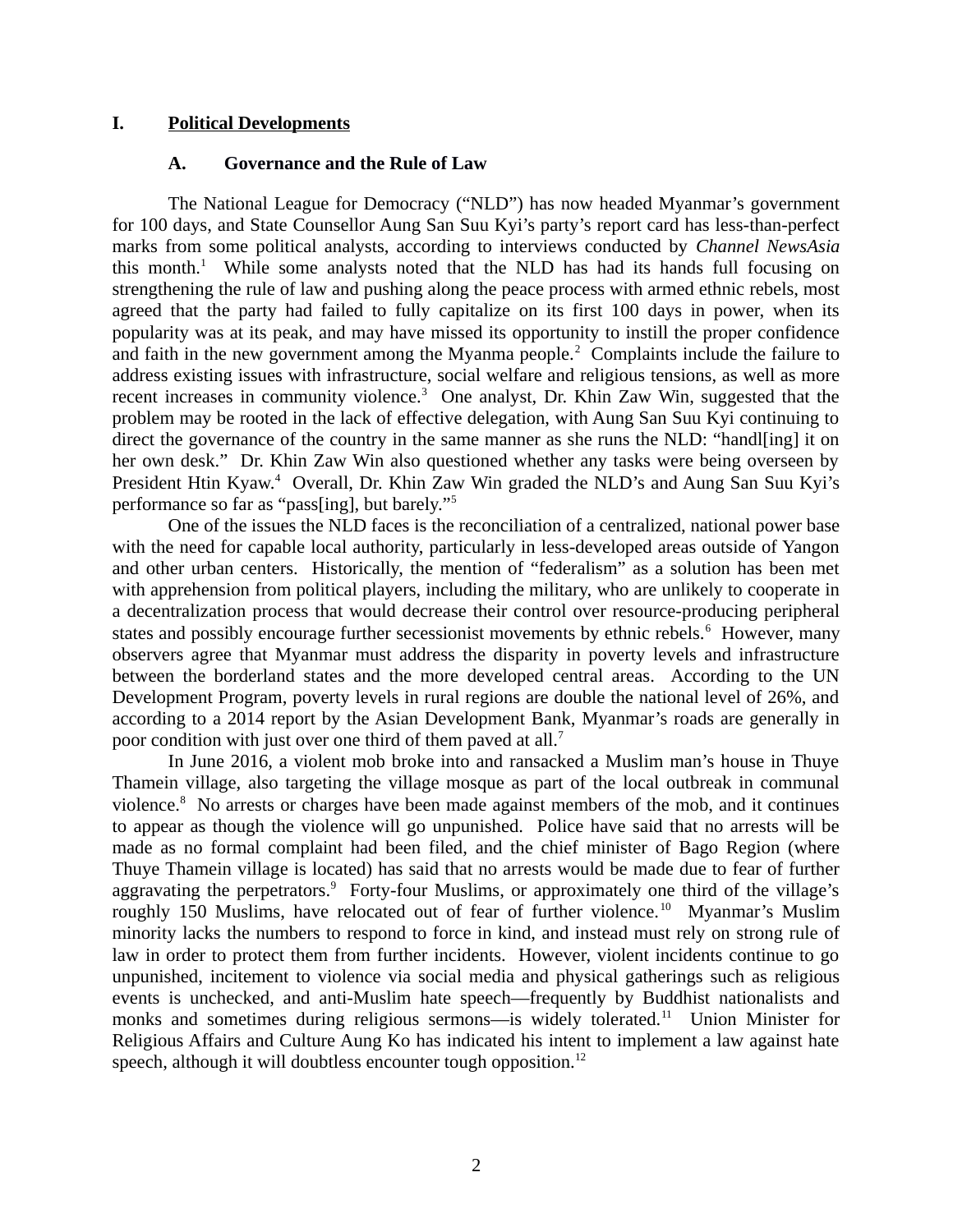# I. Political Developments

## A. Governance and the Rule of Law

The National League for Democracy ("NLD") has now headed Myanmar's government for 100 days, and State Counsellor Aung San Suu Kyi's party's report card has less-than-perfect marks from some political analysts, according to interviews conducted by *Channel NewsAsia* this month.[1] While some analysts noted that the NLD has had its hands full focusing on strengthening the rule of law and pushing along the peace process with armed ethnic rebels, most agreed that the party had failed to fully capitalize on its first 100 days in power, when its popularity was at its peak, and may have missed its opportunity to instill the proper confidence and faith in the new government among the Myanma people.[2] Complaints include the failure to address existing issues with infrastructure, social welfare and religious tensions, as well as more recent increases in community violence.[3] One analyst, Dr. Khin Zaw Win, suggested that the problem may be rooted in the lack of effective delegation, with Aung San Suu Kyi continuing to direct the governance of the country in the same manner as she runs the NLD: "handl[ing] it on her own desk." Dr. Khin Zaw Win also questioned whether any tasks were being overseen by President Htin Kyaw.[4] Overall, Dr. Khin Zaw Win graded the NLD's and Aung San Suu Kyi's performance so far as "pass[ing], but barely."[5]

One of the issues the NLD faces is the reconciliation of a centralized, national power base with the need for capable local authority, particularly in less-developed areas outside of Yangon and other urban centers. Historically, the mention of "federalism" as a solution has been met with apprehension from political players, including the military, who are unlikely to cooperate in a decentralization process that would decrease their control over resource-producing peripheral states and possibly encourage further secessionist movements by ethnic rebels.[6] However, many observers agree that Myanmar must address the disparity in poverty levels and infrastructure between the borderland states and the more developed central areas. According to the UN Development Program, poverty levels in rural regions are double the national level of 26%, and according to a 2014 report by the Asian Development Bank, Myanmar's roads are generally in poor condition with just over one third of them paved at all.[7]

In June 2016, a violent mob broke into and ransacked a Muslim man's house in Thuye Thamein village, also targeting the village mosque as part of the local outbreak in communal violence.[8] No arrests or charges have been made against members of the mob, and it continues to appear as though the violence will go unpunished. Police have said that no arrests will be made as no formal complaint had been filed, and the chief minister of Bago Region (where Thuye Thamein village is located) has said that no arrests would be made due to fear of further aggravating the perpetrators.[9] Forty-four Muslims, or approximately one third of the village's roughly 150 Muslims, have relocated out of fear of further violence.[10] Myanmar's Muslim minority lacks the numbers to respond to force in kind, and instead must rely on strong rule of law in order to protect them from further incidents. However, violent incidents continue to go unpunished, incitement to violence via social media and physical gatherings such as religious events is unchecked, and anti-Muslim hate speech—frequently by Buddhist nationalists and monks and sometimes during religious sermons—is widely tolerated.[11] Union Minister for Religious Affairs and Culture Aung Ko has indicated his intent to implement a law against hate speech, although it will doubtless encounter tough opposition.[12]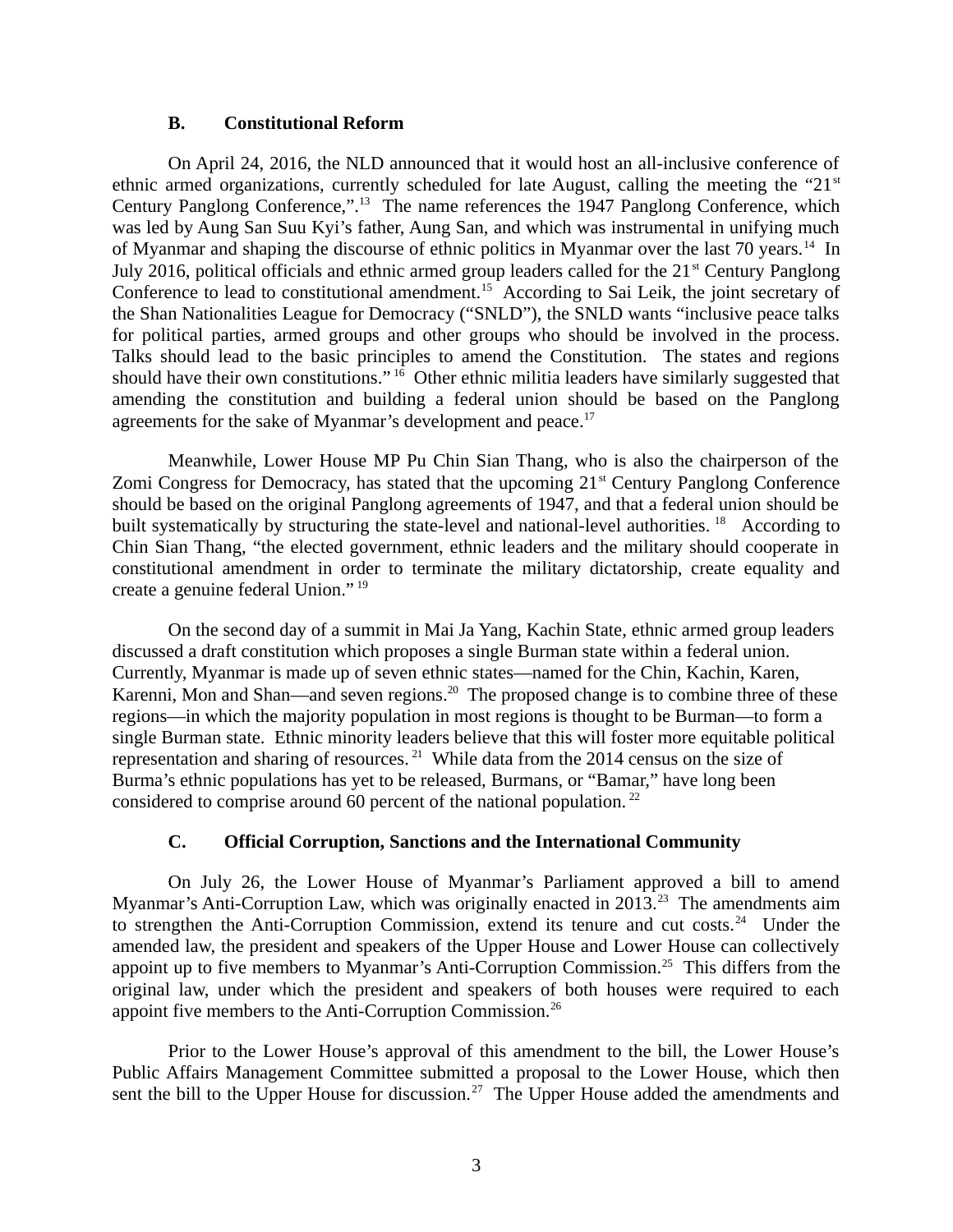### B. Constitutional Reform

On April 24, 2016, the NLD announced that it would host an all-inclusive conference of ethnic armed organizations, currently scheduled for late August, calling the meeting the "21st Century Panglong Conference,".[13] The name references the 1947 Panglong Conference, which was led by Aung San Suu Kyi's father, Aung San, and which was instrumental in unifying much of Myanmar and shaping the discourse of ethnic politics in Myanmar over the last 70 years.[14] In July 2016, political officials and ethnic armed group leaders called for the 21st Century Panglong Conference to lead to constitutional amendment.[15] According to Sai Leik, the joint secretary of the Shan Nationalities League for Democracy ("SNLD"), the SNLD wants "inclusive peace talks for political parties, armed groups and other groups who should be involved in the process. Talks should lead to the basic principles to amend the Constitution. The states and regions should have their own constitutions."[16] Other ethnic militia leaders have similarly suggested that amending the constitution and building a federal union should be based on the Panglong agreements for the sake of Myanmar's development and peace.[17]

Meanwhile, Lower House MP Pu Chin Sian Thang, who is also the chairperson of the Zomi Congress for Democracy, has stated that the upcoming 21st Century Panglong Conference should be based on the original Panglong agreements of 1947, and that a federal union should be built systematically by structuring the state-level and national-level authorities.[18] According to Chin Sian Thang, "the elected government, ethnic leaders and the military should cooperate in constitutional amendment in order to terminate the military dictatorship, create equality and create a genuine federal Union."[19]

On the second day of a summit in Mai Ja Yang, Kachin State, ethnic armed group leaders discussed a draft constitution which proposes a single Burman state within a federal union. Currently, Myanmar is made up of seven ethnic states—named for the Chin, Kachin, Karen, Karenni, Mon and Shan—and seven regions.[20] The proposed change is to combine three of these regions—in which the majority population in most regions is thought to be Burman—to form a single Burman state. Ethnic minority leaders believe that this will foster more equitable political representation and sharing of resources.[21] While data from the 2014 census on the size of Burma's ethnic populations has yet to be released, Burmans, or "Bamar," have long been considered to comprise around 60 percent of the national population.[22]

### C. Official Corruption, Sanctions and the International Community

On July 26, the Lower House of Myanmar's Parliament approved a bill to amend Myanmar's Anti-Corruption Law, which was originally enacted in 2013.[23] The amendments aim to strengthen the Anti-Corruption Commission, extend its tenure and cut costs.[24] Under the amended law, the president and speakers of the Upper House and Lower House can collectively appoint up to five members to Myanmar's Anti-Corruption Commission.[25] This differs from the original law, under which the president and speakers of both houses were required to each appoint five members to the Anti-Corruption Commission.[26]

Prior to the Lower House's approval of this amendment to the bill, the Lower House's Public Affairs Management Committee submitted a proposal to the Lower House, which then sent the bill to the Upper House for discussion.[27] The Upper House added the amendments and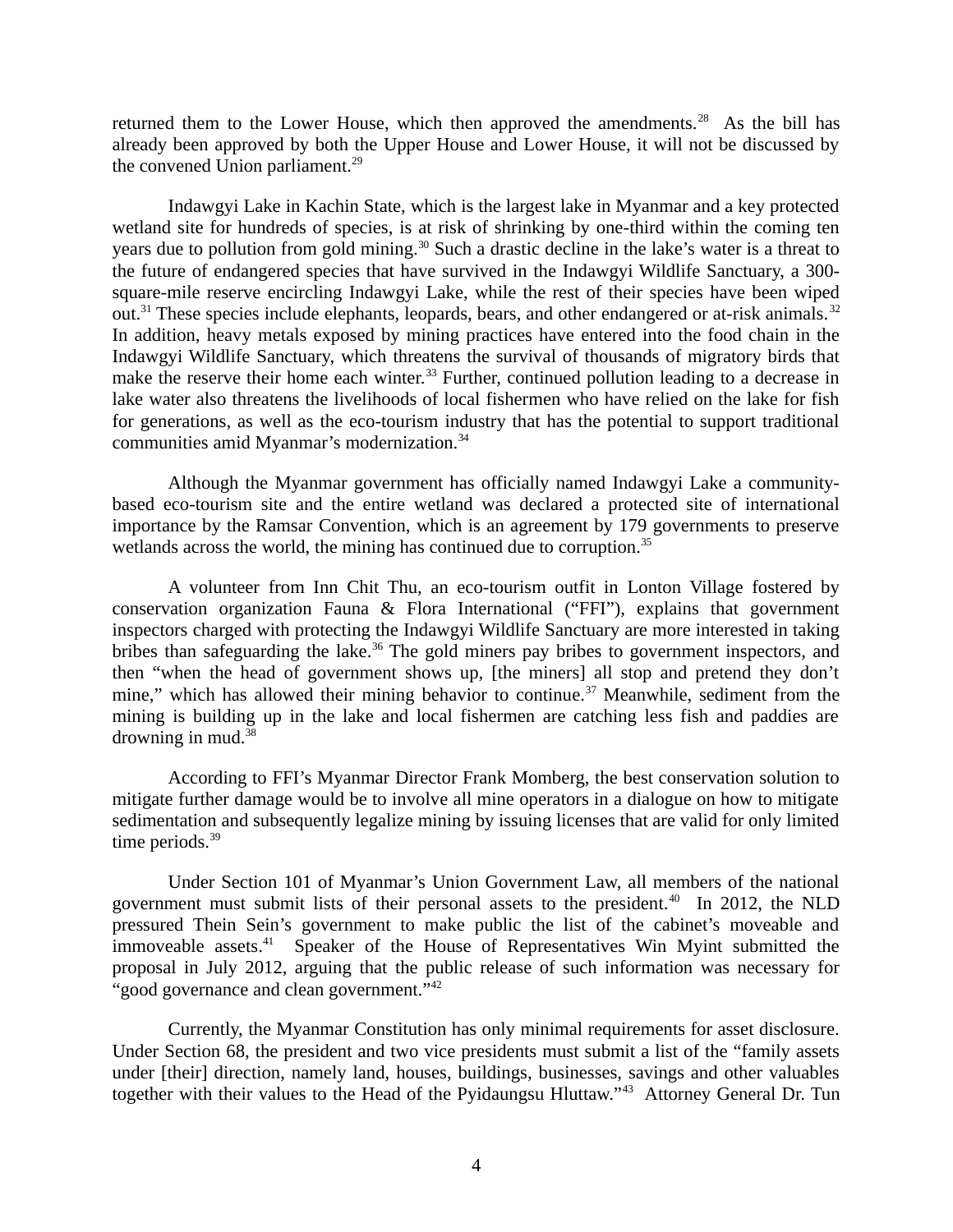returned them to the Lower House, which then approved the amendments.[28] As the bill has already been approved by both the Upper House and Lower House, it will not be discussed by the convened Union parliament.[29]

Indawgyi Lake in Kachin State, which is the largest lake in Myanmar and a key protected wetland site for hundreds of species, is at risk of shrinking by one-third within the coming ten years due to pollution from gold mining.[30] Such a drastic decline in the lake's water is a threat to the future of endangered species that have survived in the Indawgyi Wildlife Sanctuary, a 300-square-mile reserve encircling Indawgyi Lake, while the rest of their species have been wiped out.[31] These species include elephants, leopards, bears, and other endangered or at-risk animals.[32] In addition, heavy metals exposed by mining practices have entered into the food chain in the Indawgyi Wildlife Sanctuary, which threatens the survival of thousands of migratory birds that make the reserve their home each winter.[33] Further, continued pollution leading to a decrease in lake water also threatens the livelihoods of local fishermen who have relied on the lake for fish for generations, as well as the eco-tourism industry that has the potential to support traditional communities amid Myanmar's modernization.[34]

Although the Myanmar government has officially named Indawgyi Lake a community-based eco-tourism site and the entire wetland was declared a protected site of international importance by the Ramsar Convention, which is an agreement by 179 governments to preserve wetlands across the world, the mining has continued due to corruption.[35]

A volunteer from Inn Chit Thu, an eco-tourism outfit in Lonton Village fostered by conservation organization Fauna & Flora International ("FFI"), explains that government inspectors charged with protecting the Indawgyi Wildlife Sanctuary are more interested in taking bribes than safeguarding the lake.[36] The gold miners pay bribes to government inspectors, and then "when the head of government shows up, [the miners] all stop and pretend they don't mine," which has allowed their mining behavior to continue.[37] Meanwhile, sediment from the mining is building up in the lake and local fishermen are catching less fish and paddies are drowning in mud.[38]

According to FFI's Myanmar Director Frank Momberg, the best conservation solution to mitigate further damage would be to involve all mine operators in a dialogue on how to mitigate sedimentation and subsequently legalize mining by issuing licenses that are valid for only limited time periods.[39]

Under Section 101 of Myanmar's Union Government Law, all members of the national government must submit lists of their personal assets to the president.[40] In 2012, the NLD pressured Thein Sein's government to make public the list of the cabinet's moveable and immoveable assets.[41] Speaker of the House of Representatives Win Myint submitted the proposal in July 2012, arguing that the public release of such information was necessary for "good governance and clean government."[42]

Currently, the Myanmar Constitution has only minimal requirements for asset disclosure. Under Section 68, the president and two vice presidents must submit a list of the "family assets under [their] direction, namely land, houses, buildings, businesses, savings and other valuables together with their values to the Head of the Pyidaungsu Hluttaw."[43] Attorney General Dr. Tun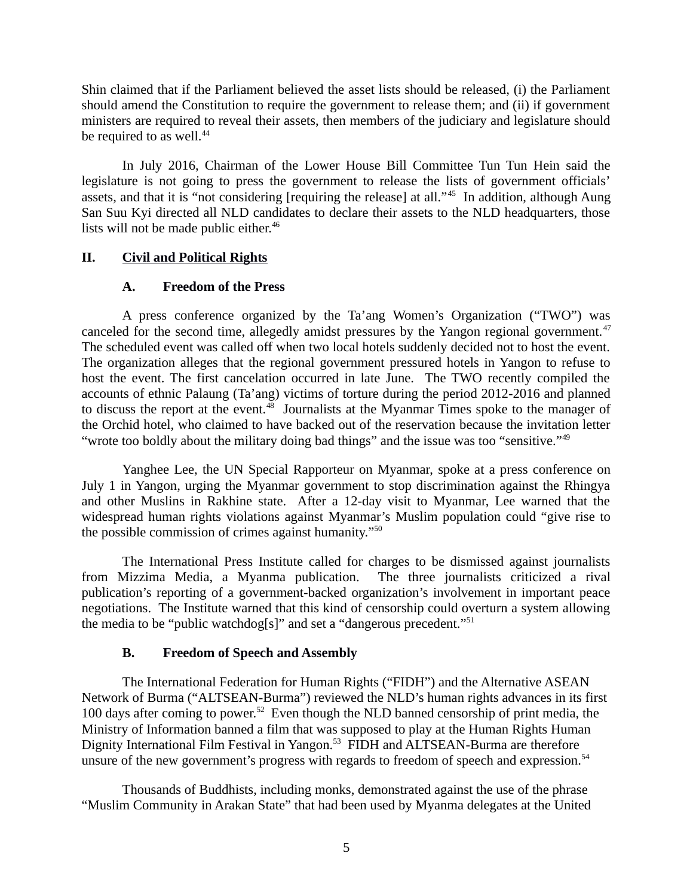Shin claimed that if the Parliament believed the asset lists should be released, (i) the Parliament should amend the Constitution to require the government to release them; and (ii) if government ministers are required to reveal their assets, then members of the judiciary and legislature should be required to as well.[44]

In July 2016, Chairman of the Lower House Bill Committee Tun Tun Hein said the legislature is not going to press the government to release the lists of government officials' assets, and that it is "not considering [requiring the release] at all."[45] In addition, although Aung San Suu Kyi directed all NLD candidates to declare their assets to the NLD headquarters, those lists will not be made public either.[46]

## II. Civil and Political Rights

### A. Freedom of the Press

A press conference organized by the Ta'ang Women's Organization ("TWO") was canceled for the second time, allegedly amidst pressures by the Yangon regional government.[47] The scheduled event was called off when two local hotels suddenly decided not to host the event. The organization alleges that the regional government pressured hotels in Yangon to refuse to host the event. The first cancelation occurred in late June. The TWO recently compiled the accounts of ethnic Palaung (Ta'ang) victims of torture during the period 2012-2016 and planned to discuss the report at the event.[48] Journalists at the Myanmar Times spoke to the manager of the Orchid hotel, who claimed to have backed out of the reservation because the invitation letter "wrote too boldly about the military doing bad things" and the issue was too "sensitive."[49]

Yanghee Lee, the UN Special Rapporteur on Myanmar, spoke at a press conference on July 1 in Yangon, urging the Myanmar government to stop discrimination against the Rhingya and other Muslins in Rakhine state. After a 12-day visit to Myanmar, Lee warned that the widespread human rights violations against Myanmar's Muslim population could "give rise to the possible commission of crimes against humanity."[50]

The International Press Institute called for charges to be dismissed against journalists from Mizzima Media, a Myanma publication. The three journalists criticized a rival publication's reporting of a government-backed organization's involvement in important peace negotiations. The Institute warned that this kind of censorship could overturn a system allowing the media to be "public watchdog[s]" and set a "dangerous precedent."[51]

### B. Freedom of Speech and Assembly

The International Federation for Human Rights ("FIDH") and the Alternative ASEAN Network of Burma ("ALTSEAN-Burma") reviewed the NLD's human rights advances in its first 100 days after coming to power.[52] Even though the NLD banned censorship of print media, the Ministry of Information banned a film that was supposed to play at the Human Rights Human Dignity International Film Festival in Yangon.[53] FIDH and ALTSEAN-Burma are therefore unsure of the new government's progress with regards to freedom of speech and expression.[54]

Thousands of Buddhists, including monks, demonstrated against the use of the phrase "Muslim Community in Arakan State" that had been used by Myanma delegates at the United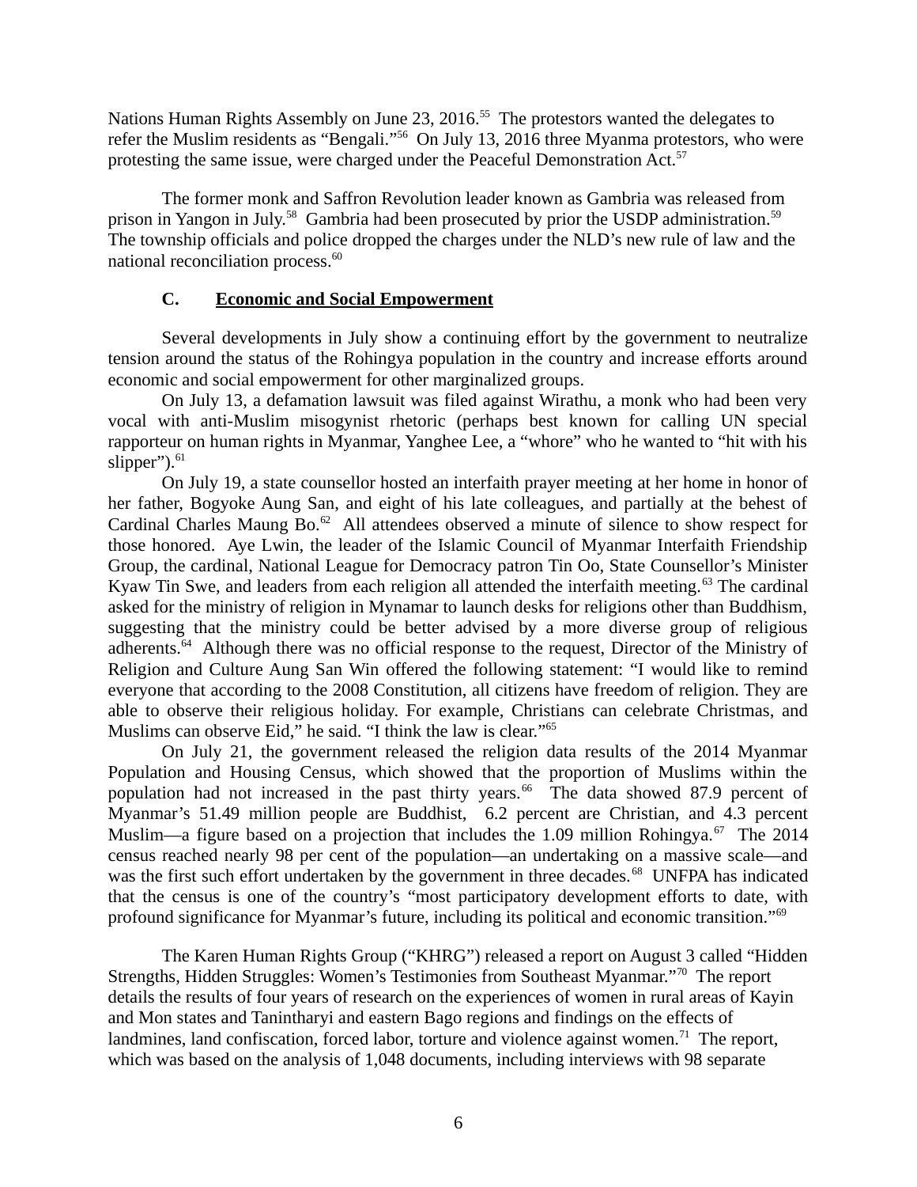Nations Human Rights Assembly on June 23, 2016.[55] The protestors wanted the delegates to refer the Muslim residents as "Bengali."[56] On July 13, 2016 three Myanma protestors, who were protesting the same issue, were charged under the Peaceful Demonstration Act.[57]

The former monk and Saffron Revolution leader known as Gambria was released from prison in Yangon in July.[58] Gambria had been prosecuted by prior the USDP administration.[59] The township officials and police dropped the charges under the NLD's new rule of law and the national reconciliation process.[60]

### C. Economic and Social Empowerment

Several developments in July show a continuing effort by the government to neutralize tension around the status of the Rohingya population in the country and increase efforts around economic and social empowerment for other marginalized groups.

On July 13, a defamation lawsuit was filed against Wirathu, a monk who had been very vocal with anti-Muslim misogynist rhetoric (perhaps best known for calling UN special rapporteur on human rights in Myanmar, Yanghee Lee, a "whore" who he wanted to "hit with his slipper").[61]

On July 19, a state counsellor hosted an interfaith prayer meeting at her home in honor of her father, Bogyoke Aung San, and eight of his late colleagues, and partially at the behest of Cardinal Charles Maung Bo.[62] All attendees observed a minute of silence to show respect for those honored. Aye Lwin, the leader of the Islamic Council of Myanmar Interfaith Friendship Group, the cardinal, National League for Democracy patron Tin Oo, State Counsellor's Minister Kyaw Tin Swe, and leaders from each religion all attended the interfaith meeting.[63] The cardinal asked for the ministry of religion in Mynamar to launch desks for religions other than Buddhism, suggesting that the ministry could be better advised by a more diverse group of religious adherents.[64] Although there was no official response to the request, Director of the Ministry of Religion and Culture Aung San Win offered the following statement: "I would like to remind everyone that according to the 2008 Constitution, all citizens have freedom of religion. They are able to observe their religious holiday. For example, Christians can celebrate Christmas, and Muslims can observe Eid," he said. "I think the law is clear."[65]

On July 21, the government released the religion data results of the 2014 Myanmar Population and Housing Census, which showed that the proportion of Muslims within the population had not increased in the past thirty years.[66] The data showed 87.9 percent of Myanmar's 51.49 million people are Buddhist, 6.2 percent are Christian, and 4.3 percent Muslim—a figure based on a projection that includes the 1.09 million Rohingya.[67] The 2014 census reached nearly 98 per cent of the population—an undertaking on a massive scale—and was the first such effort undertaken by the government in three decades.[68] UNFPA has indicated that the census is one of the country's "most participatory development efforts to date, with profound significance for Myanmar's future, including its political and economic transition."[69]

The Karen Human Rights Group ("KHRG") released a report on August 3 called "Hidden Strengths, Hidden Struggles: Women's Testimonies from Southeast Myanmar."[70] The report details the results of four years of research on the experiences of women in rural areas of Kayin and Mon states and Tanintharyi and eastern Bago regions and findings on the effects of landmines, land confiscation, forced labor, torture and violence against women.[71] The report, which was based on the analysis of 1,048 documents, including interviews with 98 separate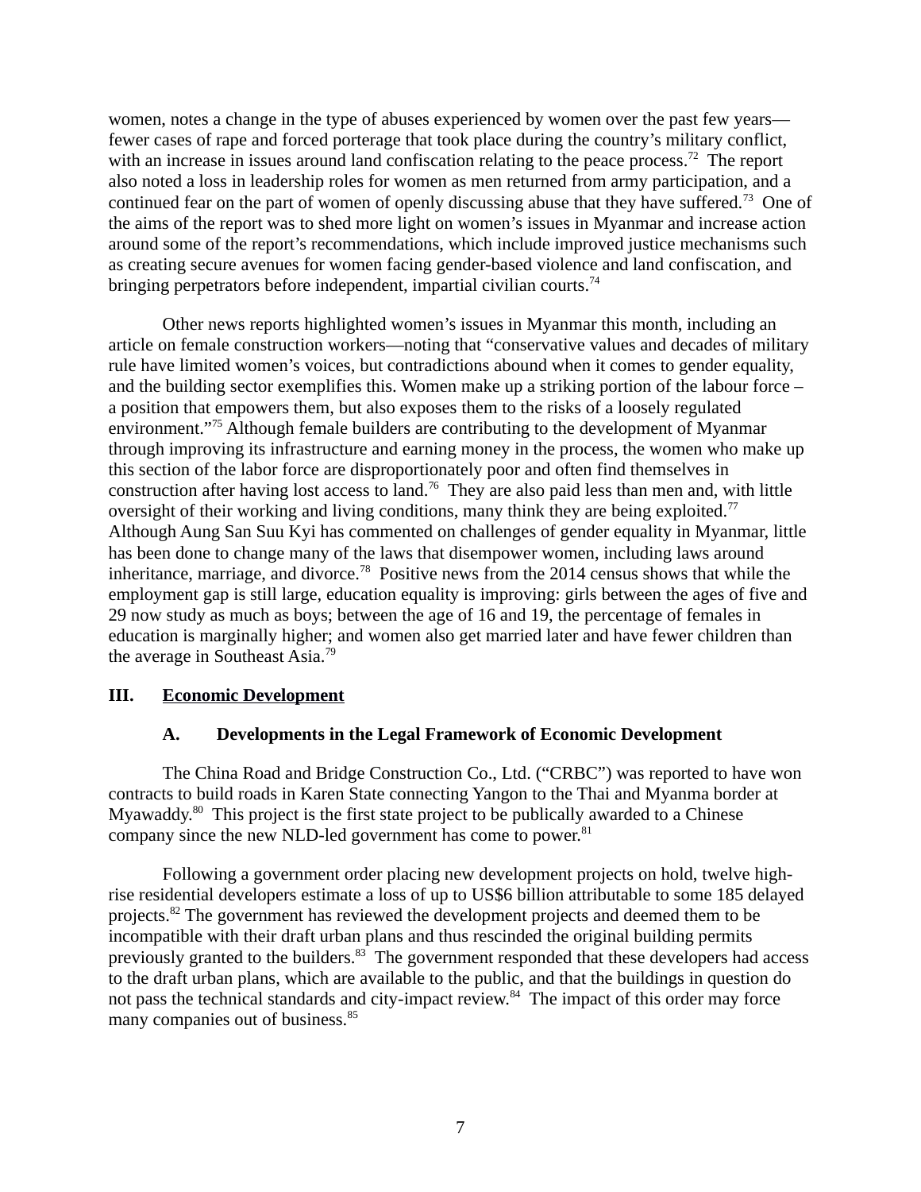women, notes a change in the type of abuses experienced by women over the past few years—fewer cases of rape and forced porterage that took place during the country's military conflict, with an increase in issues around land confiscation relating to the peace process.[72] The report also noted a loss in leadership roles for women as men returned from army participation, and a continued fear on the part of women of openly discussing abuse that they have suffered.[73] One of the aims of the report was to shed more light on women's issues in Myanmar and increase action around some of the report's recommendations, which include improved justice mechanisms such as creating secure avenues for women facing gender-based violence and land confiscation, and bringing perpetrators before independent, impartial civilian courts.[74]

Other news reports highlighted women's issues in Myanmar this month, including an article on female construction workers—noting that "conservative values and decades of military rule have limited women's voices, but contradictions abound when it comes to gender equality, and the building sector exemplifies this. Women make up a striking portion of the labour force – a position that empowers them, but also exposes them to the risks of a loosely regulated environment."[75] Although female builders are contributing to the development of Myanmar through improving its infrastructure and earning money in the process, the women who make up this section of the labor force are disproportionately poor and often find themselves in construction after having lost access to land.[76] They are also paid less than men and, with little oversight of their working and living conditions, many think they are being exploited.[77] Although Aung San Suu Kyi has commented on challenges of gender equality in Myanmar, little has been done to change many of the laws that disempower women, including laws around inheritance, marriage, and divorce.[78] Positive news from the 2014 census shows that while the employment gap is still large, education equality is improving: girls between the ages of five and 29 now study as much as boys; between the age of 16 and 19, the percentage of females in education is marginally higher; and women also get married later and have fewer children than the average in Southeast Asia.[79]

## III. Economic Development

### A. Developments in the Legal Framework of Economic Development

The China Road and Bridge Construction Co., Ltd. ("CRBC") was reported to have won contracts to build roads in Karen State connecting Yangon to the Thai and Myanma border at Myawaddy.[80] This project is the first state project to be publically awarded to a Chinese company since the new NLD-led government has come to power.[81]

Following a government order placing new development projects on hold, twelve high-rise residential developers estimate a loss of up to US$6 billion attributable to some 185 delayed projects.[82] The government has reviewed the development projects and deemed them to be incompatible with their draft urban plans and thus rescinded the original building permits previously granted to the builders.[83] The government responded that these developers had access to the draft urban plans, which are available to the public, and that the buildings in question do not pass the technical standards and city-impact review.[84] The impact of this order may force many companies out of business.[85]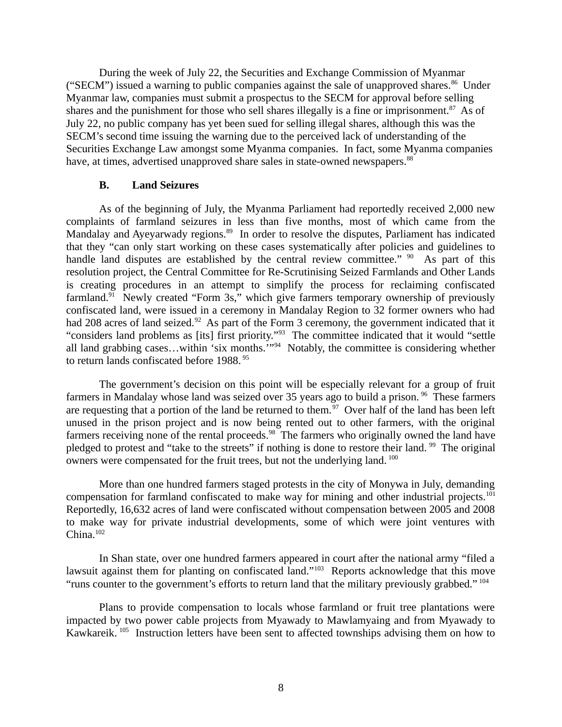During the week of July 22, the Securities and Exchange Commission of Myanmar ("SECM") issued a warning to public companies against the sale of unapproved shares.[86] Under Myanmar law, companies must submit a prospectus to the SECM for approval before selling shares and the punishment for those who sell shares illegally is a fine or imprisonment.[87] As of July 22, no public company has yet been sued for selling illegal shares, although this was the SECM's second time issuing the warning due to the perceived lack of understanding of the Securities Exchange Law amongst some Myanma companies. In fact, some Myanma companies have, at times, advertised unapproved share sales in state-owned newspapers.[88]

### B. Land Seizures

As of the beginning of July, the Myanma Parliament had reportedly received 2,000 new complaints of farmland seizures in less than five months, most of which came from the Mandalay and Ayeyarwady regions.[89] In order to resolve the disputes, Parliament has indicated that they "can only start working on these cases systematically after policies and guidelines to handle land disputes are established by the central review committee."[90] As part of this resolution project, the Central Committee for Re-Scrutinising Seized Farmlands and Other Lands is creating procedures in an attempt to simplify the process for reclaiming confiscated farmland.[91] Newly created "Form 3s," which give farmers temporary ownership of previously confiscated land, were issued in a ceremony in Mandalay Region to 32 former owners who had had 208 acres of land seized.[92] As part of the Form 3 ceremony, the government indicated that it "considers land problems as [its] first priority."[93] The committee indicated that it would "settle all land grabbing cases…within 'six months.'"[94] Notably, the committee is considering whether to return lands confiscated before 1988.[95]

The government's decision on this point will be especially relevant for a group of fruit farmers in Mandalay whose land was seized over 35 years ago to build a prison.[96] These farmers are requesting that a portion of the land be returned to them.[97] Over half of the land has been left unused in the prison project and is now being rented out to other farmers, with the original farmers receiving none of the rental proceeds.[98] The farmers who originally owned the land have pledged to protest and "take to the streets" if nothing is done to restore their land.[99] The original owners were compensated for the fruit trees, but not the underlying land.[100]

More than one hundred farmers staged protests in the city of Monywa in July, demanding compensation for farmland confiscated to make way for mining and other industrial projects.[101] Reportedly, 16,632 acres of land were confiscated without compensation between 2005 and 2008 to make way for private industrial developments, some of which were joint ventures with China.[102]

In Shan state, over one hundred farmers appeared in court after the national army "filed a lawsuit against them for planting on confiscated land."[103] Reports acknowledge that this move "runs counter to the government's efforts to return land that the military previously grabbed."[104]

Plans to provide compensation to locals whose farmland or fruit tree plantations were impacted by two power cable projects from Myawady to Mawlamyaing and from Myawady to Kawkareik.[105] Instruction letters have been sent to affected townships advising them on how to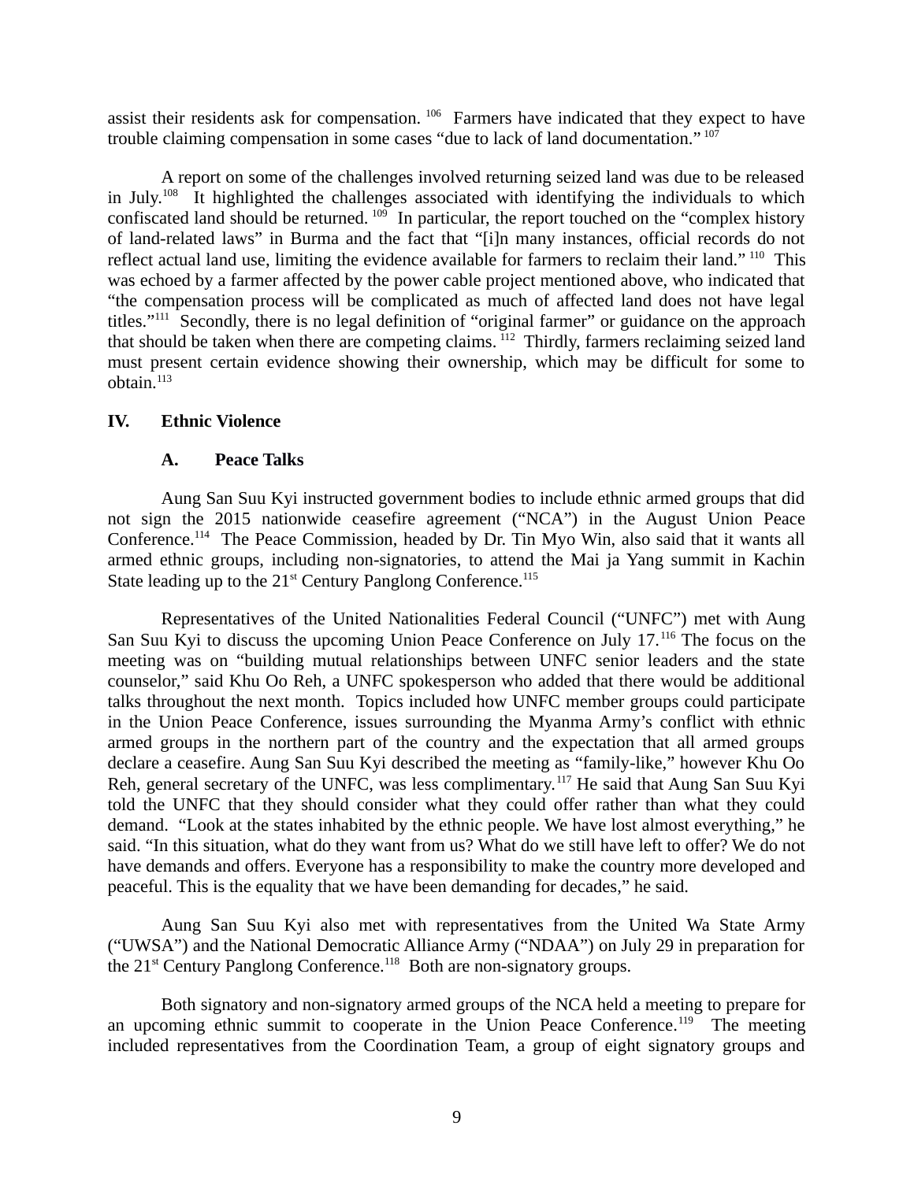assist their residents ask for compensation. [106] Farmers have indicated that they expect to have trouble claiming compensation in some cases "due to lack of land documentation." [107]

A report on some of the challenges involved returning seized land was due to be released in July.[108] It highlighted the challenges associated with identifying the individuals to which confiscated land should be returned. [109] In particular, the report touched on the "complex history of land-related laws" in Burma and the fact that "[i]n many instances, official records do not reflect actual land use, limiting the evidence available for farmers to reclaim their land." [110] This was echoed by a farmer affected by the power cable project mentioned above, who indicated that "the compensation process will be complicated as much of affected land does not have legal titles."[111] Secondly, there is no legal definition of "original farmer" or guidance on the approach that should be taken when there are competing claims. [112] Thirdly, farmers reclaiming seized land must present certain evidence showing their ownership, which may be difficult for some to obtain.[113]

## IV. Ethnic Violence

### A. Peace Talks

Aung San Suu Kyi instructed government bodies to include ethnic armed groups that did not sign the 2015 nationwide ceasefire agreement ("NCA") in the August Union Peace Conference.[114] The Peace Commission, headed by Dr. Tin Myo Win, also said that it wants all armed ethnic groups, including non-signatories, to attend the Mai ja Yang summit in Kachin State leading up to the 21st Century Panglong Conference.[115]

Representatives of the United Nationalities Federal Council ("UNFC") met with Aung San Suu Kyi to discuss the upcoming Union Peace Conference on July 17.[116] The focus on the meeting was on "building mutual relationships between UNFC senior leaders and the state counselor," said Khu Oo Reh, a UNFC spokesperson who added that there would be additional talks throughout the next month. Topics included how UNFC member groups could participate in the Union Peace Conference, issues surrounding the Myanma Army's conflict with ethnic armed groups in the northern part of the country and the expectation that all armed groups declare a ceasefire. Aung San Suu Kyi described the meeting as "family-like," however Khu Oo Reh, general secretary of the UNFC, was less complimentary.[117] He said that Aung San Suu Kyi told the UNFC that they should consider what they could offer rather than what they could demand. "Look at the states inhabited by the ethnic people. We have lost almost everything," he said. "In this situation, what do they want from us? What do we still have left to offer? We do not have demands and offers. Everyone has a responsibility to make the country more developed and peaceful. This is the equality that we have been demanding for decades," he said.

Aung San Suu Kyi also met with representatives from the United Wa State Army ("UWSA") and the National Democratic Alliance Army ("NDAA") on July 29 in preparation for the 21st Century Panglong Conference.[118] Both are non-signatory groups.

Both signatory and non-signatory armed groups of the NCA held a meeting to prepare for an upcoming ethnic summit to cooperate in the Union Peace Conference.[119] The meeting included representatives from the Coordination Team, a group of eight signatory groups and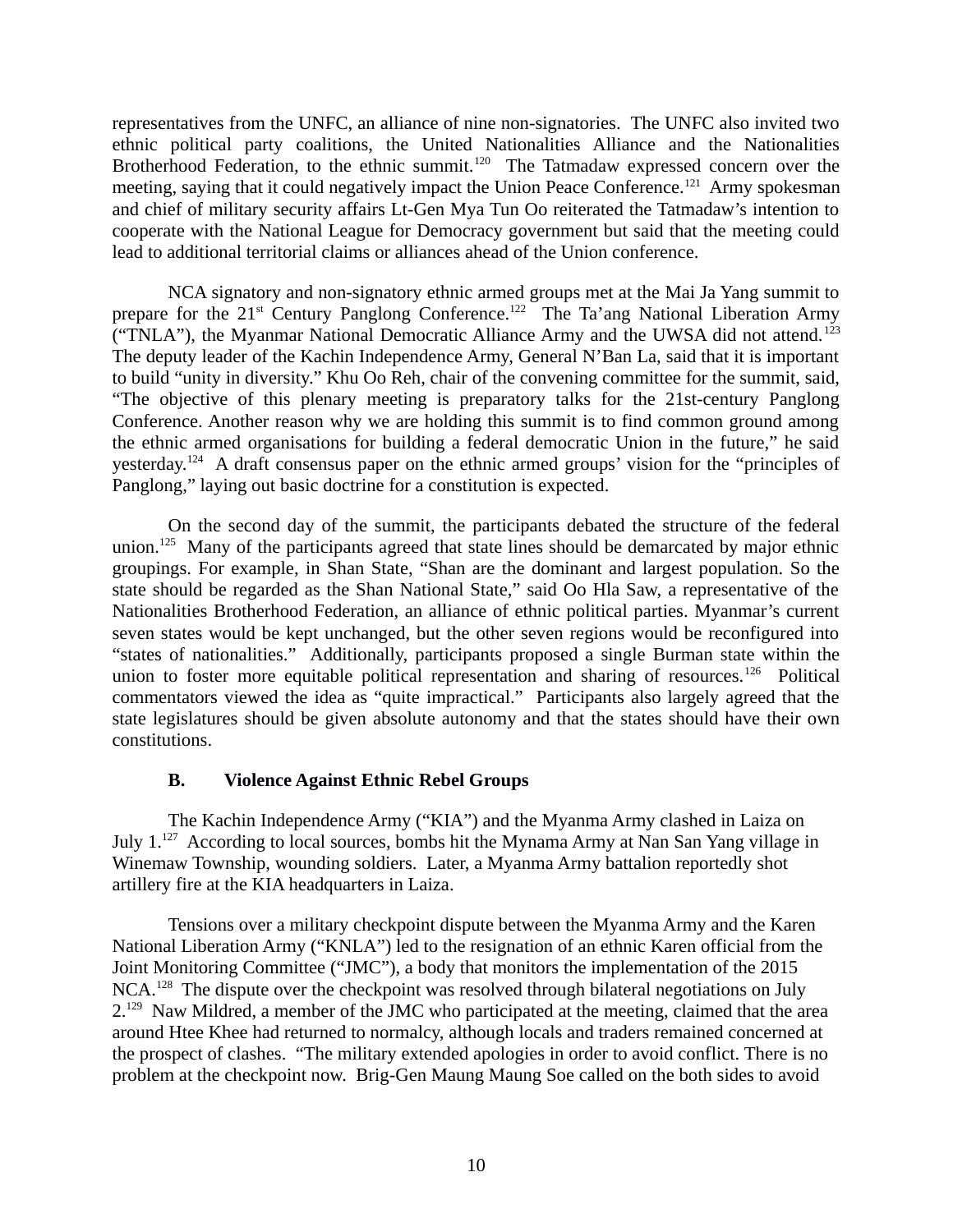representatives from the UNFC, an alliance of nine non-signatories. The UNFC also invited two ethnic political party coalitions, the United Nationalities Alliance and the Nationalities Brotherhood Federation, to the ethnic summit.[120] The Tatmadaw expressed concern over the meeting, saying that it could negatively impact the Union Peace Conference.[121] Army spokesman and chief of military security affairs Lt-Gen Mya Tun Oo reiterated the Tatmadaw's intention to cooperate with the National League for Democracy government but said that the meeting could lead to additional territorial claims or alliances ahead of the Union conference.

NCA signatory and non-signatory ethnic armed groups met at the Mai Ja Yang summit to prepare for the 21st Century Panglong Conference.[122] The Ta'ang National Liberation Army ("TNLA"), the Myanmar National Democratic Alliance Army and the UWSA did not attend.[123] The deputy leader of the Kachin Independence Army, General N'Ban La, said that it is important to build "unity in diversity." Khu Oo Reh, chair of the convening committee for the summit, said, "The objective of this plenary meeting is preparatory talks for the 21st-century Panglong Conference. Another reason why we are holding this summit is to find common ground among the ethnic armed organisations for building a federal democratic Union in the future," he said yesterday.[124] A draft consensus paper on the ethnic armed groups' vision for the "principles of Panglong," laying out basic doctrine for a constitution is expected.

On the second day of the summit, the participants debated the structure of the federal union.[125] Many of the participants agreed that state lines should be demarcated by major ethnic groupings. For example, in Shan State, "Shan are the dominant and largest population. So the state should be regarded as the Shan National State," said Oo Hla Saw, a representative of the Nationalities Brotherhood Federation, an alliance of ethnic political parties. Myanmar's current seven states would be kept unchanged, but the other seven regions would be reconfigured into "states of nationalities." Additionally, participants proposed a single Burman state within the union to foster more equitable political representation and sharing of resources.[126] Political commentators viewed the idea as "quite impractical." Participants also largely agreed that the state legislatures should be given absolute autonomy and that the states should have their own constitutions.

### B. Violence Against Ethnic Rebel Groups

The Kachin Independence Army ("KIA") and the Myanma Army clashed in Laiza on July 1.[127] According to local sources, bombs hit the Mynama Army at Nan San Yang village in Winemaw Township, wounding soldiers. Later, a Myanma Army battalion reportedly shot artillery fire at the KIA headquarters in Laiza.

Tensions over a military checkpoint dispute between the Myanma Army and the Karen National Liberation Army ("KNLA") led to the resignation of an ethnic Karen official from the Joint Monitoring Committee ("JMC"), a body that monitors the implementation of the 2015 NCA.[128] The dispute over the checkpoint was resolved through bilateral negotiations on July 2.[129] Naw Mildred, a member of the JMC who participated at the meeting, claimed that the area around Htee Khee had returned to normalcy, although locals and traders remained concerned at the prospect of clashes. "The military extended apologies in order to avoid conflict. There is no problem at the checkpoint now. Brig-Gen Maung Maung Soe called on the both sides to avoid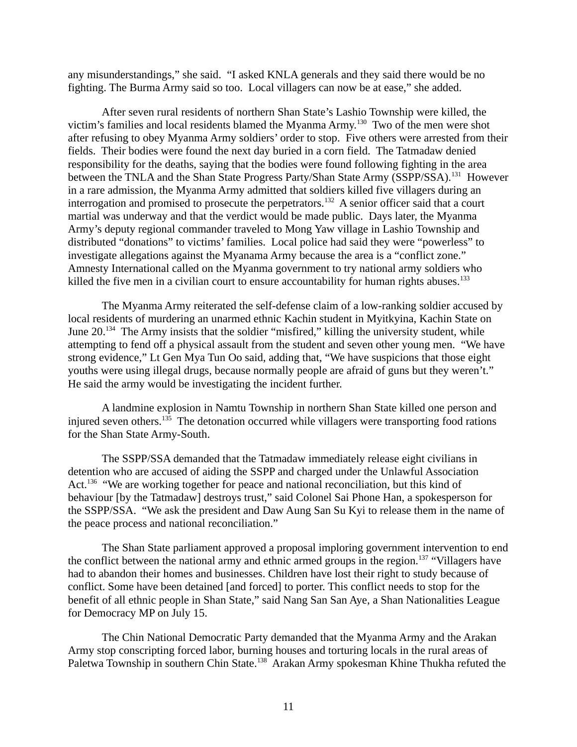any misunderstandings," she said. "I asked KNLA generals and they said there would be no fighting. The Burma Army said so too. Local villagers can now be at ease," she added.

After seven rural residents of northern Shan State's Lashio Township were killed, the victim's families and local residents blamed the Myanma Army.[130] Two of the men were shot after refusing to obey Myanma Army soldiers' order to stop. Five others were arrested from their fields. Their bodies were found the next day buried in a corn field. The Tatmadaw denied responsibility for the deaths, saying that the bodies were found following fighting in the area between the TNLA and the Shan State Progress Party/Shan State Army (SSPP/SSA).[131] However in a rare admission, the Myanma Army admitted that soldiers killed five villagers during an interrogation and promised to prosecute the perpetrators.[132] A senior officer said that a court martial was underway and that the verdict would be made public. Days later, the Myanma Army's deputy regional commander traveled to Mong Yaw village in Lashio Township and distributed "donations" to victims' families. Local police had said they were "powerless" to investigate allegations against the Myanama Army because the area is a "conflict zone." Amnesty International called on the Myanma government to try national army soldiers who killed the five men in a civilian court to ensure accountability for human rights abuses.[133]

The Myanma Army reiterated the self-defense claim of a low-ranking soldier accused by local residents of murdering an unarmed ethnic Kachin student in Myitkyina, Kachin State on June 20.[134] The Army insists that the soldier "misfired," killing the university student, while attempting to fend off a physical assault from the student and seven other young men. "We have strong evidence," Lt Gen Mya Tun Oo said, adding that, "We have suspicions that those eight youths were using illegal drugs, because normally people are afraid of guns but they weren't." He said the army would be investigating the incident further.

A landmine explosion in Namtu Township in northern Shan State killed one person and injured seven others.[135] The detonation occurred while villagers were transporting food rations for the Shan State Army-South.

The SSPP/SSA demanded that the Tatmadaw immediately release eight civilians in detention who are accused of aiding the SSPP and charged under the Unlawful Association Act.[136] "We are working together for peace and national reconciliation, but this kind of behaviour [by the Tatmadaw] destroys trust," said Colonel Sai Phone Han, a spokesperson for the SSPP/SSA. "We ask the president and Daw Aung San Su Kyi to release them in the name of the peace process and national reconciliation."

The Shan State parliament approved a proposal imploring government intervention to end the conflict between the national army and ethnic armed groups in the region.[137] "Villagers have had to abandon their homes and businesses. Children have lost their right to study because of conflict. Some have been detained [and forced] to porter. This conflict needs to stop for the benefit of all ethnic people in Shan State," said Nang San San Aye, a Shan Nationalities League for Democracy MP on July 15.

The Chin National Democratic Party demanded that the Myanma Army and the Arakan Army stop conscripting forced labor, burning houses and torturing locals in the rural areas of Paletwa Township in southern Chin State.[138] Arakan Army spokesman Khine Thukha refuted the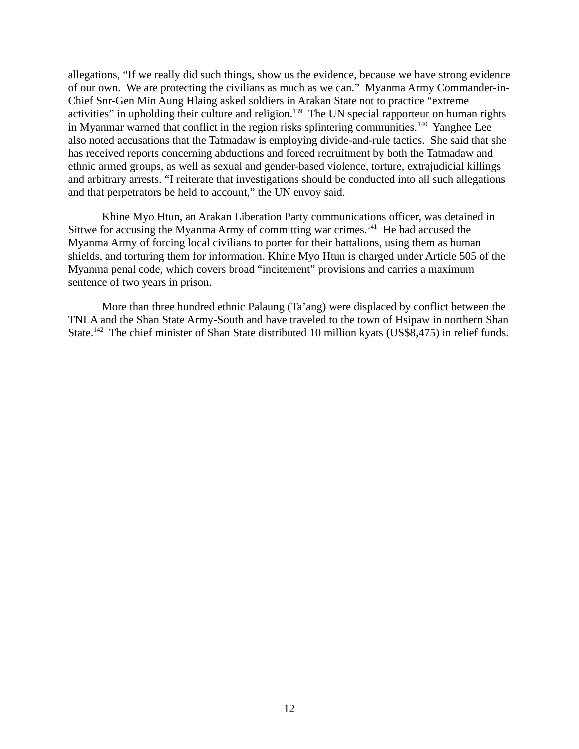allegations, "If we really did such things, show us the evidence, because we have strong evidence of our own. We are protecting the civilians as much as we can." Myanma Army Commander-in-Chief Snr-Gen Min Aung Hlaing asked soldiers in Arakan State not to practice "extreme activities" in upholding their culture and religion.[139] The UN special rapporteur on human rights in Myanmar warned that conflict in the region risks splintering communities.[140] Yanghee Lee also noted accusations that the Tatmadaw is employing divide-and-rule tactics. She said that she has received reports concerning abductions and forced recruitment by both the Tatmadaw and ethnic armed groups, as well as sexual and gender-based violence, torture, extrajudicial killings and arbitrary arrests. "I reiterate that investigations should be conducted into all such allegations and that perpetrators be held to account," the UN envoy said.

Khine Myo Htun, an Arakan Liberation Party communications officer, was detained in Sittwe for accusing the Myanma Army of committing war crimes.[141] He had accused the Myanma Army of forcing local civilians to porter for their battalions, using them as human shields, and torturing them for information. Khine Myo Htun is charged under Article 505 of the Myanma penal code, which covers broad "incitement" provisions and carries a maximum sentence of two years in prison.

More than three hundred ethnic Palaung (Ta'ang) were displaced by conflict between the TNLA and the Shan State Army-South and have traveled to the town of Hsipaw in northern Shan State.[142] The chief minister of Shan State distributed 10 million kyats (US$8,475) in relief funds.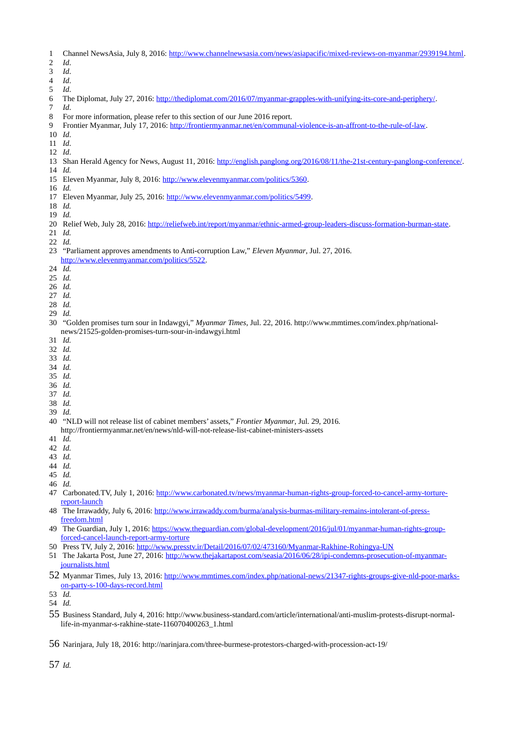1 Channel NewsAsia, July 8, 2016: http://www.channelnewsasia.com/news/asiapacific/mixed-reviews-on-myanmar/2939194.html.
2 *Id*.
3 *Id*.
4 *Id*.
5 *Id*.
6 The Diplomat, July 27, 2016: http://thediplomat.com/2016/07/myanmar-grapples-with-unifying-its-core-and-periphery/.
7 *Id*.
8 For more information, please refer to this section of our June 2016 report.
9 Frontier Myanmar, July 17, 2016: http://frontiermyanmar.net/en/communal-violence-is-an-affront-to-the-rule-of-law.
10 *Id*.
11 *Id*.
12 *Id*.
13 Shan Herald Agency for News, August 11, 2016: http://english.panglong.org/2016/08/11/the-21st-century-panglong-conference/.
14 *Id.*
15 Eleven Myanmar, July 8, 2016: http://www.elevenmyanmar.com/politics/5360.
16 *Id.*
17 Eleven Myanmar, July 25, 2016: http://www.elevenmyanmar.com/politics/5499.
18 *Id.*
19 *Id.*
20 Relief Web, July 28, 2016: http://reliefweb.int/report/myanmar/ethnic-armed-group-leaders-discuss-formation-burman-state.
21 *Id.*
22 *Id.*
23 "Parliament approves amendments to Anti-corruption Law," *Eleven Myanmar*, Jul. 27, 2016. http://www.elevenmyanmar.com/politics/5522.
24 *Id.*
25 *Id.*
26 *Id.*
27 *Id.*
28 *Id.*
29 *Id.*
30 "Golden promises turn sour in Indawgyi," *Myanmar Times*, Jul. 22, 2016. http://www.mmtimes.com/index.php/national-news/21525-golden-promises-turn-sour-in-indawgyi.html
31 *Id.*
32 *Id.*
33 *Id.*
34 *Id.*
35 *Id.*
36 *Id.*
37 *Id.*
38 *Id.*
39 *Id.*
40 "NLD will not release list of cabinet members' assets," *Frontier Myanmar*, Jul. 29, 2016. http://frontiermyanmar.net/en/news/nld-will-not-release-list-cabinet-ministers-assets
41 *Id.*
42 *Id.*
43 *Id.*
44 *Id.*
45 *Id.*
46 *Id.*
47 Carbonated.TV, July 1, 2016: http://www.carbonated.tv/news/myanmar-human-rights-group-forced-to-cancel-army-torture-report-launch
48 The Irrawaddy, July 6, 2016: http://www.irrawaddy.com/burma/analysis-burmas-military-remains-intolerant-of-press-freedom.html
49 The Guardian, July 1, 2016: https://www.theguardian.com/global-development/2016/jul/01/myanmar-human-rights-group-forced-cancel-launch-report-army-torture
50 Press TV, July 2, 2016: http://www.presstv.ir/Detail/2016/07/02/473160/Myanmar-Rakhine-Rohingya-UN
51 The Jakarta Post, June 27, 2016: http://www.thejakartapost.com/seasia/2016/06/28/ipi-condemns-prosecution-of-myanmar-journalists.html
52 Myanmar Times, July 13, 2016: http://www.mmtimes.com/index.php/national-news/21347-rights-groups-give-nld-poor-marks-on-party-s-100-days-record.html
53 *Id.*
54 *Id.*
55 Business Standard, July 4, 2016: http://www.business-standard.com/article/international/anti-muslim-protests-disrupt-normal-life-in-myanmar-s-rakhine-state-116070400263_1.html
56 Narinjara, July 18, 2016: http://narinjara.com/three-burmese-protestors-charged-with-procession-act-19/
57 *Id.*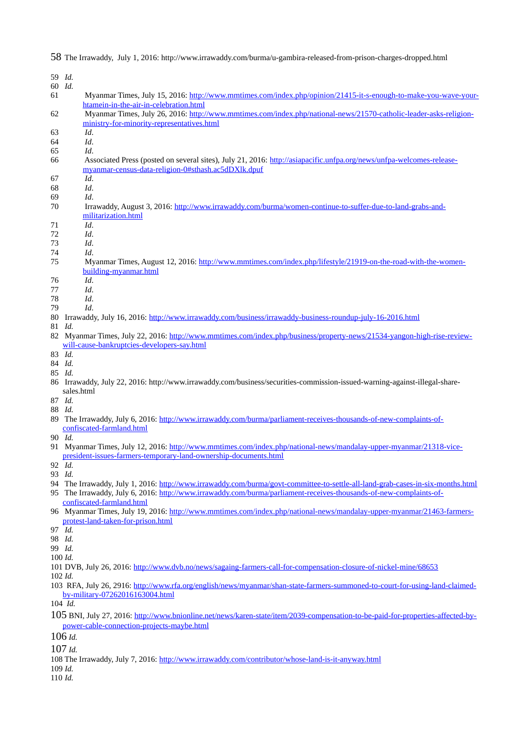58 The Irrawaddy, July 1, 2016: http://www.irrawaddy.com/burma/u-gambira-released-from-prison-charges-dropped.html

59 *Id.*

60 *Id.*

61 Myanmar Times, July 15, 2016: http://www.mmtimes.com/index.php/opinion/21415-it-s-enough-to-make-you-wave-your-htamein-in-the-air-in-celebration.html

62 Myanmar Times, July 26, 2016: http://www.mmtimes.com/index.php/national-news/21570-catholic-leader-asks-religion-ministry-for-minority-representatives.html

63 *Id.*

64 *Id.*

65 *Id.*

66 Associated Press (posted on several sites), July 21, 2016: http://asiapacific.unfpa.org/news/unfpa-welcomes-release-myanmar-census-data-religion-0#sthash.ac5dDXlk.dpuf

67 *Id.*

68 *Id.*

69 *Id.*

70 Irrawaddy, August 3, 2016: http://www.irrawaddy.com/burma/women-continue-to-suffer-due-to-land-grabs-and-militarization.html

71 *Id.*

72 *Id.*

73 *Id.*

74 *Id.*

75 Myanmar Times, August 12, 2016: http://www.mmtimes.com/index.php/lifestyle/21919-on-the-road-with-the-women-building-myanmar.html

76 *Id.*

77 *Id.*

78 *Id.*

79 *Id.*

80 Irrawaddy, July 16, 2016: http://www.irrawaddy.com/business/irrawaddy-business-roundup-july-16-2016.html

81 *Id.*

82 Myanmar Times, July 22, 2016: http://www.mmtimes.com/index.php/business/property-news/21534-yangon-high-rise-review-will-cause-bankruptcies-developers-say.html

83 *Id.*

84 *Id.*

85 *Id.*

86 Irrawaddy, July 22, 2016: http://www.irrawaddy.com/business/securities-commission-issued-warning-against-illegal-share-sales.html

87 *Id.*

88 *Id.*

89 The Irrawaddy, July 6, 2016: http://www.irrawaddy.com/burma/parliament-receives-thousands-of-new-complaints-of-confiscated-farmland.html

90 *Id.*

91 Myanmar Times, July 12, 2016: http://www.mmtimes.com/index.php/national-news/mandalay-upper-myanmar/21318-vice-president-issues-farmers-temporary-land-ownership-documents.html

92 *Id.*

93 *Id.*

94 The Irrawaddy, July 1, 2016: http://www.irrawaddy.com/burma/govt-committee-to-settle-all-land-grab-cases-in-six-months.html

95 The Irrawaddy, July 6, 2016: http://www.irrawaddy.com/burma/parliament-receives-thousands-of-new-complaints-of-confiscated-farmland.html

96 Myanmar Times, July 19, 2016: http://www.mmtimes.com/index.php/national-news/mandalay-upper-myanmar/21463-farmers-protest-land-taken-for-prison.html

97 *Id.*

98 *Id.*

99 *Id.*

100 *Id.*

101 DVB, July 26, 2016: http://www.dvb.no/news/sagaing-farmers-call-for-compensation-closure-of-nickel-mine/68653

102 *Id.*

103 RFA, July 26, 2916: http://www.rfa.org/english/news/myanmar/shan-state-farmers-summoned-to-court-for-using-land-claimed-by-military-07262016163004.html

104 *Id.*

105 BNI, July 27, 2016: http://www.bnionline.net/news/karen-state/item/2039-compensation-to-be-paid-for-properties-affected-by-power-cable-connection-projects-maybe.html

106 *Id.*

107 *Id.*

108 The Irrawaddy, July 7, 2016: http://www.irrawaddy.com/contributor/whose-land-is-it-anyway.html

109 *Id.*

110 *Id.*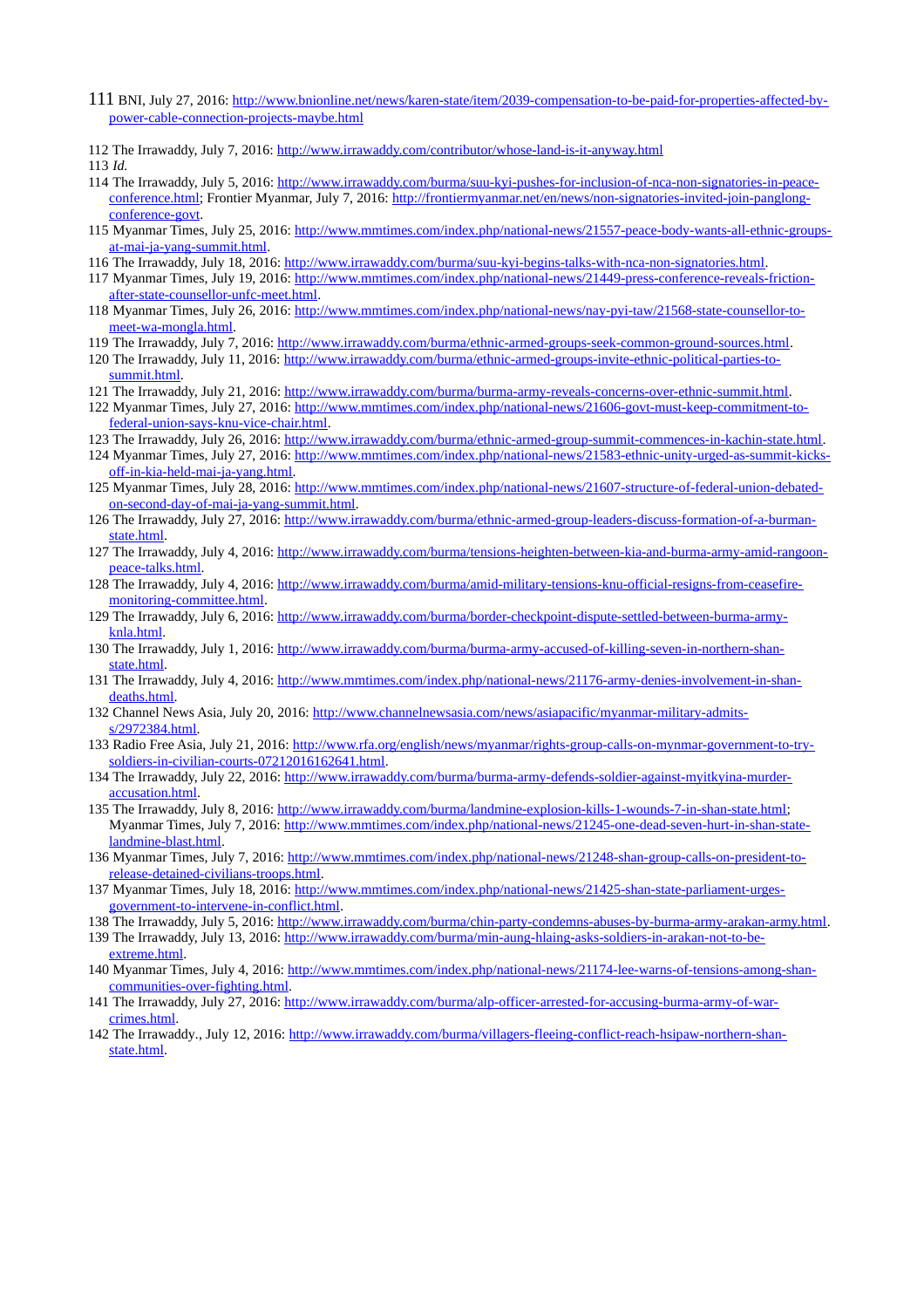111 BNI, July 27, 2016: http://www.bnionline.net/news/karen-state/item/2039-compensation-to-be-paid-for-properties-affected-by-power-cable-connection-projects-maybe.html

112 The Irrawaddy, July 7, 2016: http://www.irrawaddy.com/contributor/whose-land-is-it-anyway.html

113 *Id.*

114 The Irrawaddy, July 5, 2016: http://www.irrawaddy.com/burma/suu-kyi-pushes-for-inclusion-of-nca-non-signatories-in-peace-conference.html; Frontier Myanmar, July 7, 2016: http://frontiermyanmar.net/en/news/non-signatories-invited-join-panglong-conference-govt.

115 Myanmar Times, July 25, 2016: http://www.mmtimes.com/index.php/national-news/21557-peace-body-wants-all-ethnic-groups-at-mai-ja-yang-summit.html.

116 The Irrawaddy, July 18, 2016: http://www.irrawaddy.com/burma/suu-kyi-begins-talks-with-nca-non-signatories.html.

117 Myanmar Times, July 19, 2016: http://www.mmtimes.com/index.php/national-news/21449-press-conference-reveals-friction-after-state-counsellor-unfc-meet.html.

118 Myanmar Times, July 26, 2016: http://www.mmtimes.com/index.php/national-news/nay-pyi-taw/21568-state-counsellor-to-meet-wa-mongla.html.

119 The Irrawaddy, July 7, 2016: http://www.irrawaddy.com/burma/ethnic-armed-groups-seek-common-ground-sources.html.

120 The Irrawaddy, July 11, 2016: http://www.irrawaddy.com/burma/ethnic-armed-groups-invite-ethnic-political-parties-to-summit.html.

121 The Irrawaddy, July 21, 2016: http://www.irrawaddy.com/burma/burma-army-reveals-concerns-over-ethnic-summit.html.

122 Myanmar Times, July 27, 2016: http://www.mmtimes.com/index.php/national-news/21606-govt-must-keep-commitment-to-federal-union-says-knu-vice-chair.html.

123 The Irrawaddy, July 26, 2016: http://www.irrawaddy.com/burma/ethnic-armed-group-summit-commences-in-kachin-state.html.

124 Myanmar Times, July 27, 2016: http://www.mmtimes.com/index.php/national-news/21583-ethnic-unity-urged-as-summit-kicks-off-in-kia-held-mai-ja-yang.html.

125 Myanmar Times, July 28, 2016: http://www.mmtimes.com/index.php/national-news/21607-structure-of-federal-union-debated-on-second-day-of-mai-ja-yang-summit.html.

126 The Irrawaddy, July 27, 2016: http://www.irrawaddy.com/burma/ethnic-armed-group-leaders-discuss-formation-of-a-burman-state.html.

127 The Irrawaddy, July 4, 2016: http://www.irrawaddy.com/burma/tensions-heighten-between-kia-and-burma-army-amid-rangoon-peace-talks.html.

128 The Irrawaddy, July 4, 2016: http://www.irrawaddy.com/burma/amid-military-tensions-knu-official-resigns-from-ceasefire-monitoring-committee.html.

129 The Irrawaddy, July 6, 2016: http://www.irrawaddy.com/burma/border-checkpoint-dispute-settled-between-burma-army-knla.html.

130 The Irrawaddy, July 1, 2016: http://www.irrawaddy.com/burma/burma-army-accused-of-killing-seven-in-northern-shan-state.html.

131 The Irrawaddy, July 4, 2016: http://www.mmtimes.com/index.php/national-news/21176-army-denies-involvement-in-shan-deaths.html.

132 Channel News Asia, July 20, 2016: http://www.channelnewsasia.com/news/asiapacific/myanmar-military-admits-s/2972384.html.

133 Radio Free Asia, July 21, 2016: http://www.rfa.org/english/news/myanmar/rights-group-calls-on-mynmar-government-to-try-soldiers-in-civilian-courts-07212016162641.html.

134 The Irrawaddy, July 22, 2016: http://www.irrawaddy.com/burma/burma-army-defends-soldier-against-myitkyina-murder-accusation.html.

135 The Irrawaddy, July 8, 2016: http://www.irrawaddy.com/burma/landmine-explosion-kills-1-wounds-7-in-shan-state.html; Myanmar Times, July 7, 2016: http://www.mmtimes.com/index.php/national-news/21245-one-dead-seven-hurt-in-shan-state-landmine-blast.html.

136 Myanmar Times, July 7, 2016: http://www.mmtimes.com/index.php/national-news/21248-shan-group-calls-on-president-to-release-detained-civilians-troops.html.

137 Myanmar Times, July 18, 2016: http://www.mmtimes.com/index.php/national-news/21425-shan-state-parliament-urges-government-to-intervene-in-conflict.html.

138 The Irrawaddy, July 5, 2016: http://www.irrawaddy.com/burma/chin-party-condemns-abuses-by-burma-army-arakan-army.html.

139 The Irrawaddy, July 13, 2016: http://www.irrawaddy.com/burma/min-aung-hlaing-asks-soldiers-in-arakan-not-to-be-extreme.html.

140 Myanmar Times, July 4, 2016: http://www.mmtimes.com/index.php/national-news/21174-lee-warns-of-tensions-among-shan-communities-over-fighting.html.

141 The Irrawaddy, July 27, 2016: http://www.irrawaddy.com/burma/alp-officer-arrested-for-accusing-burma-army-of-war-crimes.html.

142 The Irrawaddy., July 12, 2016: http://www.irrawaddy.com/burma/villagers-fleeing-conflict-reach-hsipaw-northern-shan-state.html.